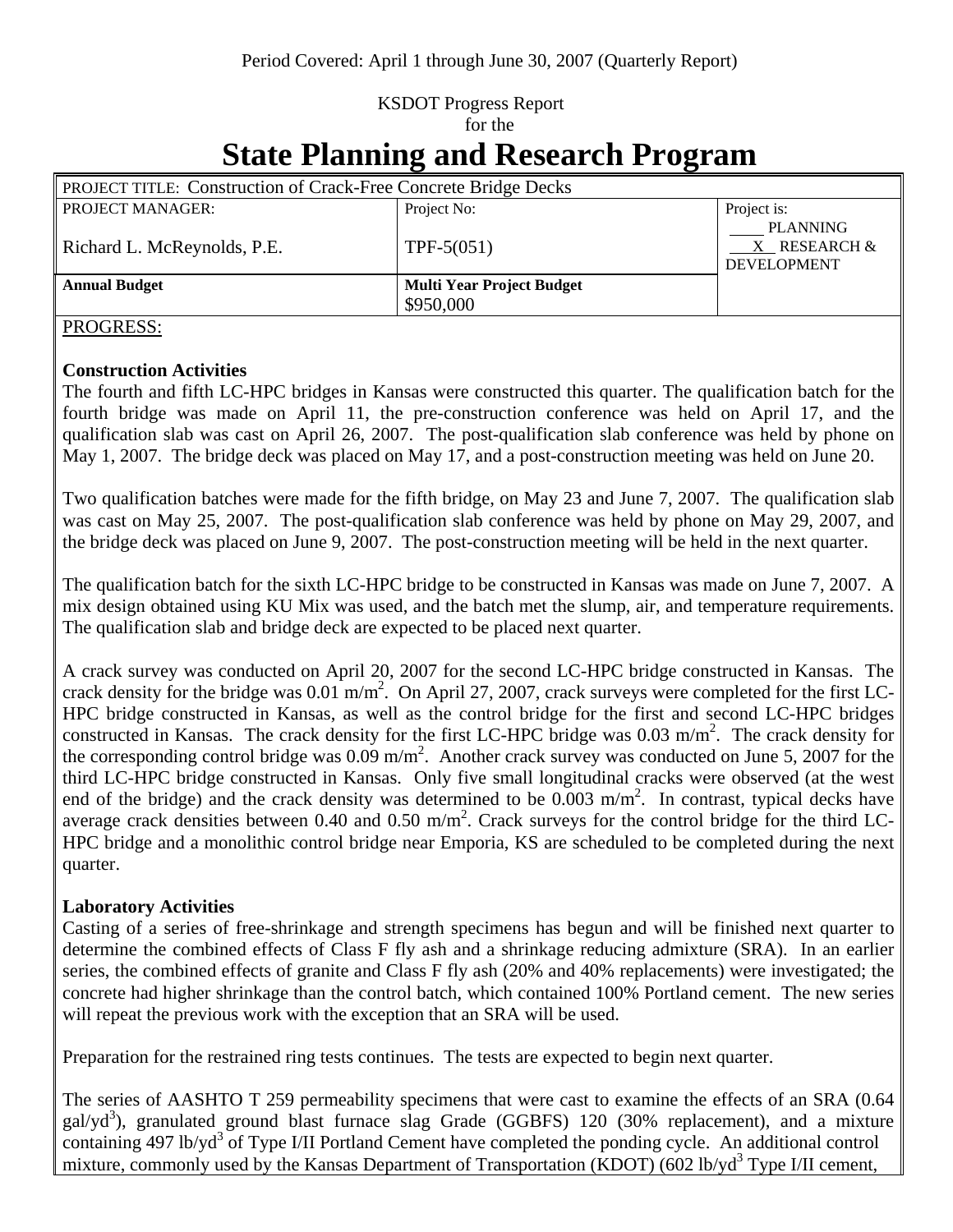Period Covered: April 1 through June 30, 2007 (Quarterly Report)

KSDOT Progress Report
for the

# State Planning and Research Program

| PROJECT TITLE: Construction of Crack-Free Concrete Bridge Decks | | |
|---|---|---|
| PROJECT MANAGER:<br><br>Richard L. McReynolds, P.E. | Project No:<br><br>TPF-5(051) | Project is:<br>____ PLANNING<br>__X__ RESEARCH & DEVELOPMENT |
| **Annual Budget** | **Multi Year Project Budget**<br>$950,000 | |

PROGRESS:

**Construction Activities**

The fourth and fifth LC-HPC bridges in Kansas were constructed this quarter. The qualification batch for the fourth bridge was made on April 11, the pre-construction conference was held on April 17, and the qualification slab was cast on April 26, 2007. The post-qualification slab conference was held by phone on May 1, 2007. The bridge deck was placed on May 17, and a post-construction meeting was held on June 20.

Two qualification batches were made for the fifth bridge, on May 23 and June 7, 2007. The qualification slab was cast on May 25, 2007. The post-qualification slab conference was held by phone on May 29, 2007, and the bridge deck was placed on June 9, 2007. The post-construction meeting will be held in the next quarter.

The qualification batch for the sixth LC-HPC bridge to be constructed in Kansas was made on June 7, 2007. A mix design obtained using KU Mix was used, and the batch met the slump, air, and temperature requirements. The qualification slab and bridge deck are expected to be placed next quarter.

A crack survey was conducted on April 20, 2007 for the second LC-HPC bridge constructed in Kansas. The crack density for the bridge was 0.01 $m/m^2$. On April 27, 2007, crack surveys were completed for the first LC-HPC bridge constructed in Kansas, as well as the control bridge for the first and second LC-HPC bridges constructed in Kansas. The crack density for the first LC-HPC bridge was 0.03 $m/m^2$. The crack density for the corresponding control bridge was 0.09 $m/m^2$. Another crack survey was conducted on June 5, 2007 for the third LC-HPC bridge constructed in Kansas. Only five small longitudinal cracks were observed (at the west end of the bridge) and the crack density was determined to be 0.003 $m/m^2$. In contrast, typical decks have average crack densities between 0.40 and 0.50 $m/m^2$. Crack surveys for the control bridge for the third LC-HPC bridge and a monolithic control bridge near Emporia, KS are scheduled to be completed during the next quarter.

**Laboratory Activities**

Casting of a series of free-shrinkage and strength specimens has begun and will be finished next quarter to determine the combined effects of Class F fly ash and a shrinkage reducing admixture (SRA). In an earlier series, the combined effects of granite and Class F fly ash (20% and 40% replacements) were investigated; the concrete had higher shrinkage than the control batch, which contained 100% Portland cement. The new series will repeat the previous work with the exception that an SRA will be used.

Preparation for the restrained ring tests continues. The tests are expected to begin next quarter.

The series of AASHTO T 259 permeability specimens that were cast to examine the effects of an SRA (0.64 $gal/yd^3$), granulated ground blast furnace slag Grade (GGBFS) 120 (30% replacement), and a mixture containing 497 $lb/yd^3$ of Type I/II Portland Cement have completed the ponding cycle. An additional control mixture, commonly used by the Kansas Department of Transportation (KDOT) (602 $lb/yd^3$ Type I/II cement,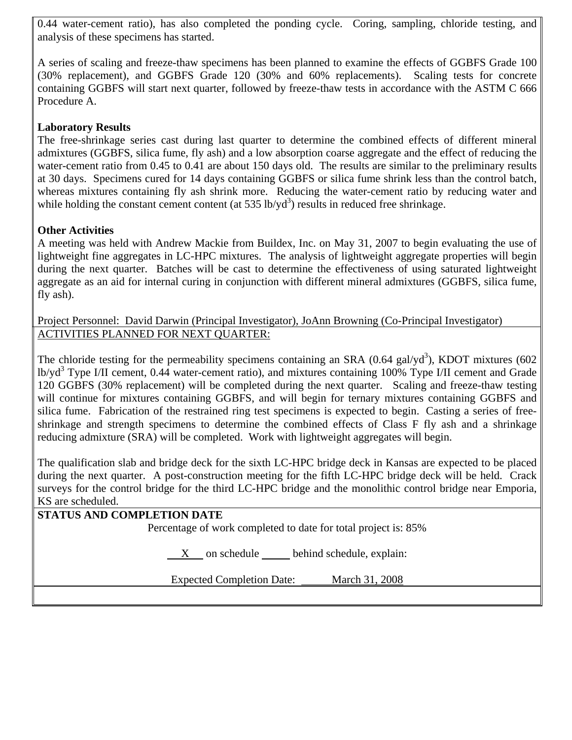0.44 water-cement ratio), has also completed the ponding cycle. Coring, sampling, chloride testing, and analysis of these specimens has started.

A series of scaling and freeze-thaw specimens has been planned to examine the effects of GGBFS Grade 100 (30% replacement), and GGBFS Grade 120 (30% and 60% replacements). Scaling tests for concrete containing GGBFS will start next quarter, followed by freeze-thaw tests in accordance with the ASTM C 666 Procedure A.

**Laboratory Results**

The free-shrinkage series cast during last quarter to determine the combined effects of different mineral admixtures (GGBFS, silica fume, fly ash) and a low absorption coarse aggregate and the effect of reducing the water-cement ratio from 0.45 to 0.41 are about 150 days old. The results are similar to the preliminary results at 30 days. Specimens cured for 14 days containing GGBFS or silica fume shrink less than the control batch, whereas mixtures containing fly ash shrink more. Reducing the water-cement ratio by reducing water and while holding the constant cement content (at 535 lb/yd$^3$) results in reduced free shrinkage.

**Other Activities**

A meeting was held with Andrew Mackie from Buildex, Inc. on May 31, 2007 to begin evaluating the use of lightweight fine aggregates in LC-HPC mixtures. The analysis of lightweight aggregate properties will begin during the next quarter. Batches will be cast to determine the effectiveness of using saturated lightweight aggregate as an aid for internal curing in conjunction with different mineral admixtures (GGBFS, silica fume, fly ash).

Project Personnel: David Darwin (Principal Investigator), JoAnn Browning (Co-Principal Investigator)

ACTIVITIES PLANNED FOR NEXT QUARTER:

The chloride testing for the permeability specimens containing an SRA (0.64 gal/yd$^3$), KDOT mixtures (602 lb/yd$^3$ Type I/II cement, 0.44 water-cement ratio), and mixtures containing 100% Type I/II cement and Grade 120 GGBFS (30% replacement) will be completed during the next quarter. Scaling and freeze-thaw testing will continue for mixtures containing GGBFS, and will begin for ternary mixtures containing GGBFS and silica fume. Fabrication of the restrained ring test specimens is expected to begin. Casting a series of free-shrinkage and strength specimens to determine the combined effects of Class F fly ash and a shrinkage reducing admixture (SRA) will be completed. Work with lightweight aggregates will begin.

The qualification slab and bridge deck for the sixth LC-HPC bridge deck in Kansas are expected to be placed during the next quarter. A post-construction meeting for the fifth LC-HPC bridge deck will be held. Crack surveys for the control bridge for the third LC-HPC bridge and the monolithic control bridge near Emporia, KS are scheduled.

**STATUS AND COMPLETION DATE**

Percentage of work completed to date for total project is: 85%

X on schedule \_\_\_\_\_ behind schedule, explain:

Expected Completion Date: March 31, 2008